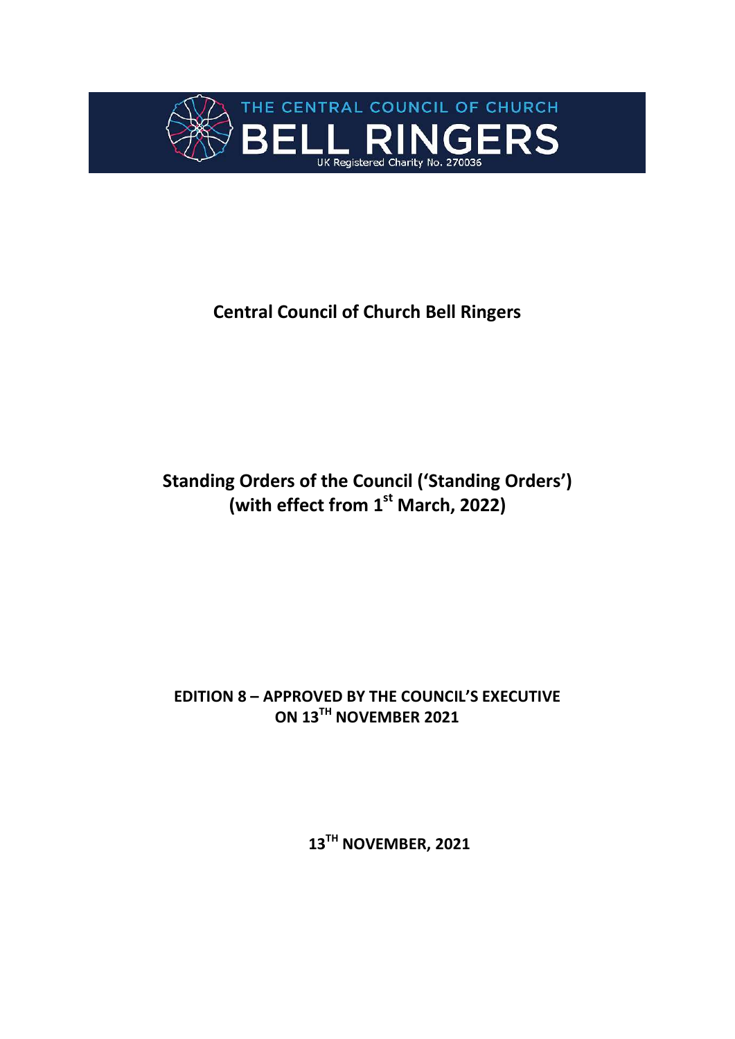THE CENTRAL COUNCIL OF CHURCH

BELL RINGERS

UK Registered Charity No. 270036

# Central Council of Church Bell Ringers

## Standing Orders of the Council ('Standing Orders') (with effect from 1st March, 2022)

**EDITION 8 – APPROVED BY THE COUNCIL'S EXECUTIVE ON 13TH NOVEMBER 2021**

**13TH NOVEMBER, 2021**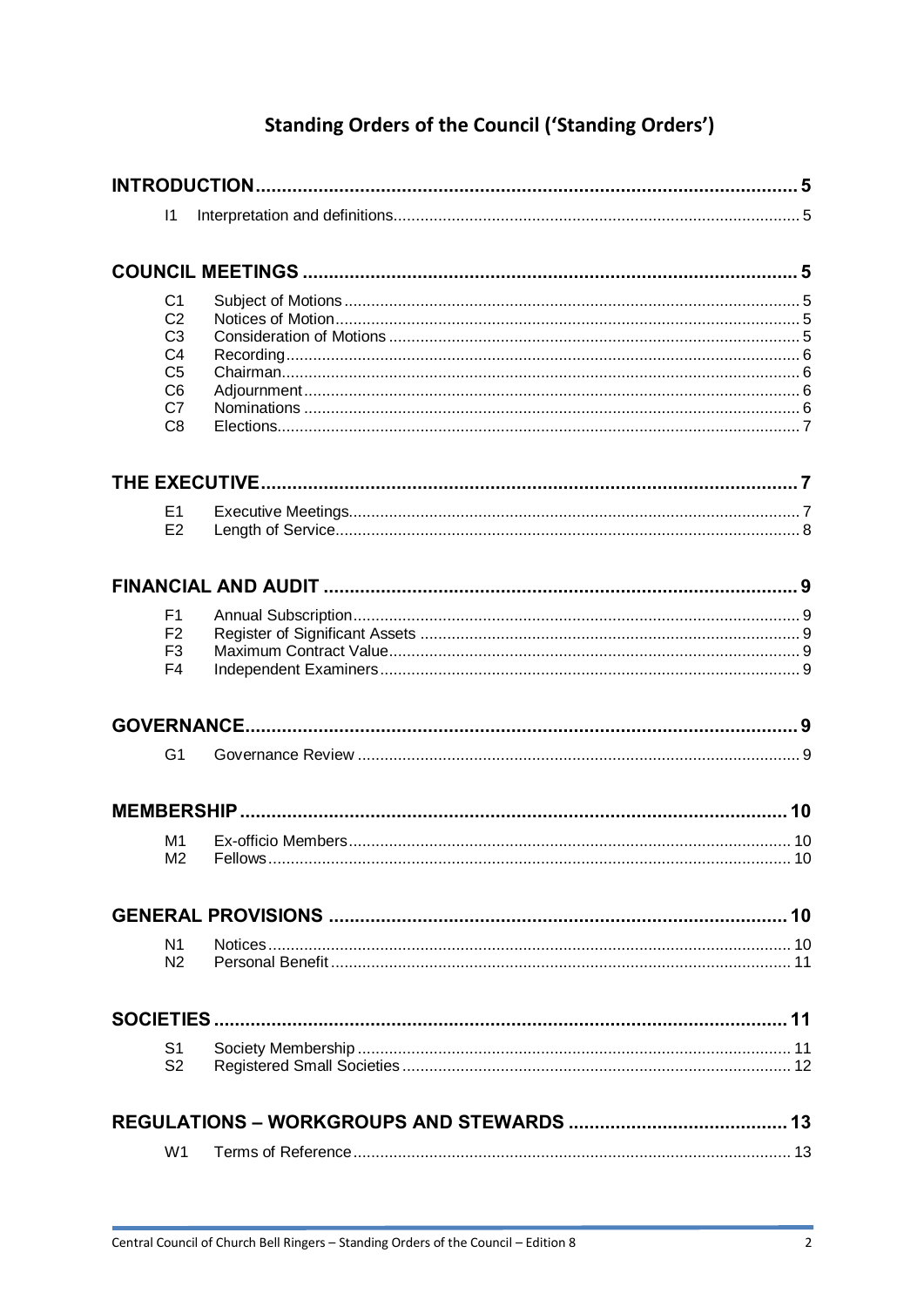# Standing Orders of the Council ('Standing Orders')

**INTRODUCTION** ........ 5

- I1 Interpretation and definitions ........ 5

**COUNCIL MEETINGS** ........ 5

- C1 Subject of Motions ........ 5
- C2 Notices of Motion ........ 5
- C3 Consideration of Motions ........ 5
- C4 Recording ........ 6
- C5 Chairman ........ 6
- C6 Adjournment ........ 6
- C7 Nominations ........ 6
- C8 Elections ........ 7

**THE EXECUTIVE** ........ 7

- E1 Executive Meetings ........ 7
- E2 Length of Service ........ 8

**FINANCIAL AND AUDIT** ........ 9

- F1 Annual Subscription ........ 9
- F2 Register of Significant Assets ........ 9
- F3 Maximum Contract Value ........ 9
- F4 Independent Examiners ........ 9

**GOVERNANCE** ........ 9

- G1 Governance Review ........ 9

**MEMBERSHIP** ........ 10

- M1 Ex-officio Members ........ 10
- M2 Fellows ........ 10

**GENERAL PROVISIONS** ........ 10

- N1 Notices ........ 10
- N2 Personal Benefit ........ 11

**SOCIETIES** ........ 11

- S1 Society Membership ........ 11
- S2 Registered Small Societies ........ 12

**REGULATIONS – WORKGROUPS AND STEWARDS** ........ 13

- W1 Terms of Reference ........ 13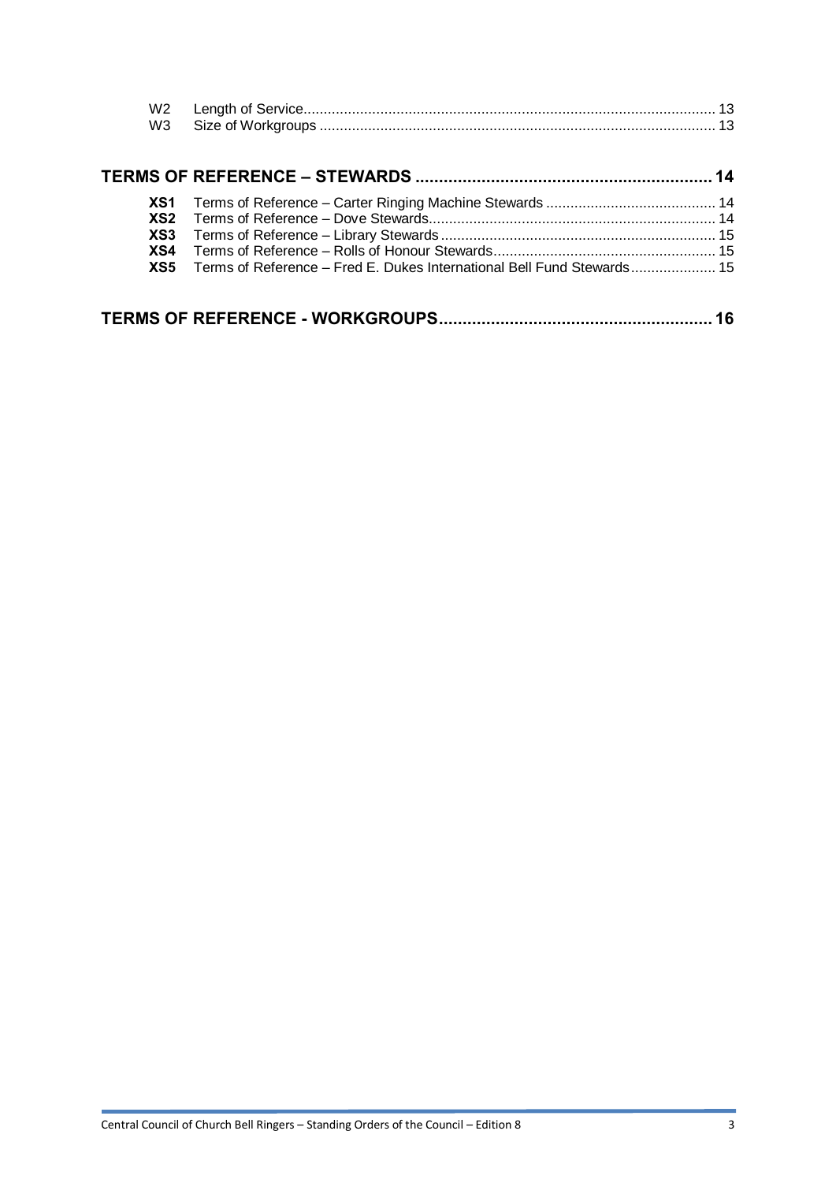W2 Length of Service........................................................................................................ 13
W3 Size of Workgroups .................................................................................................... 13

**TERMS OF REFERENCE – STEWARDS ............................................................... 14**

**XS1** Terms of Reference – Carter Ringing Machine Stewards .......................................... 14
**XS2** Terms of Reference – Dove Stewards...................................................................... 14
**XS3** Terms of Reference – Library Stewards ................................................................... 15
**XS4** Terms of Reference – Rolls of Honour Stewards....................................................... 15
**XS5** Terms of Reference – Fred E. Dukes International Bell Fund Stewards..................... 15

**TERMS OF REFERENCE - WORKGROUPS......................................................... 16**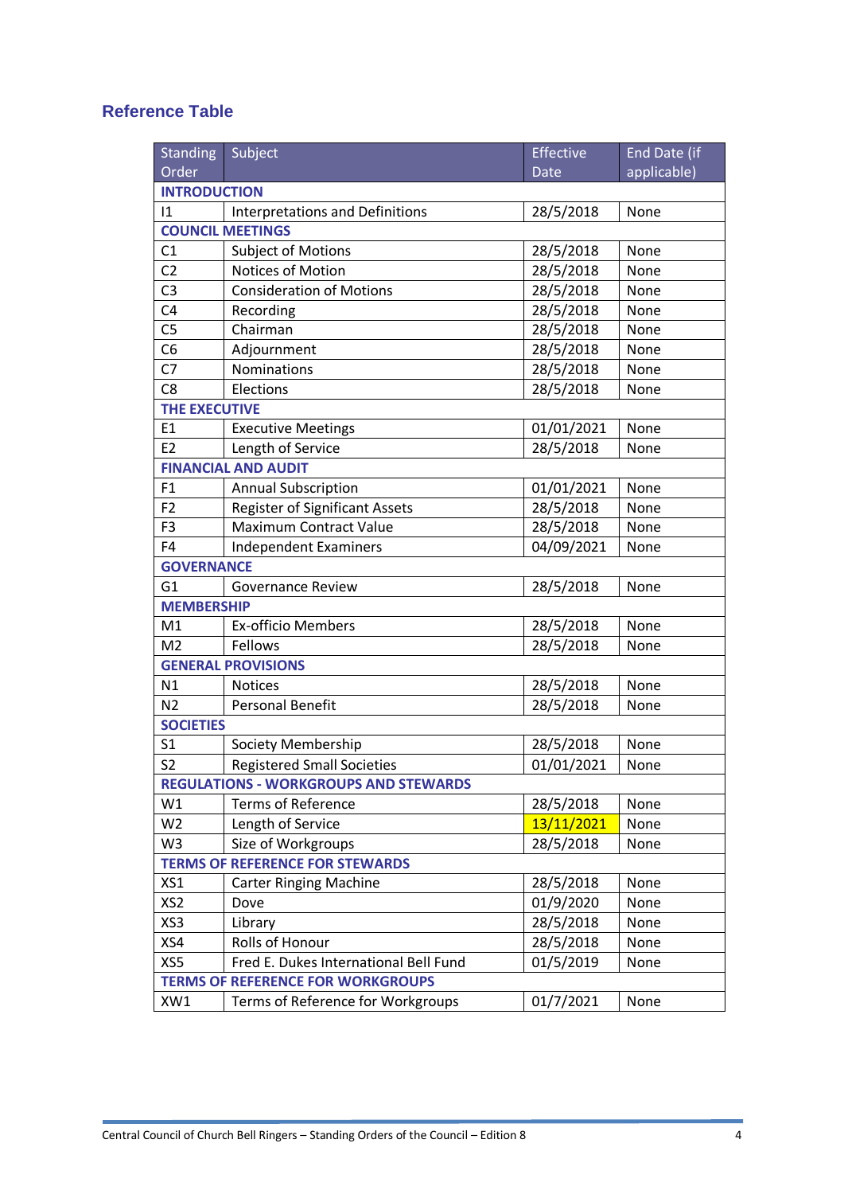## Reference Table

| Standing Order | Subject | Effective Date | End Date (if applicable) |
|---|---|---|---|
| **INTRODUCTION** | | | |
| I1 | Interpretations and Definitions | 28/5/2018 | None |
| **COUNCIL MEETINGS** | | | |
| C1 | Subject of Motions | 28/5/2018 | None |
| C2 | Notices of Motion | 28/5/2018 | None |
| C3 | Consideration of Motions | 28/5/2018 | None |
| C4 | Recording | 28/5/2018 | None |
| C5 | Chairman | 28/5/2018 | None |
| C6 | Adjournment | 28/5/2018 | None |
| C7 | Nominations | 28/5/2018 | None |
| C8 | Elections | 28/5/2018 | None |
| **THE EXECUTIVE** | | | |
| E1 | Executive Meetings | 01/01/2021 | None |
| E2 | Length of Service | 28/5/2018 | None |
| **FINANCIAL AND AUDIT** | | | |
| F1 | Annual Subscription | 01/01/2021 | None |
| F2 | Register of Significant Assets | 28/5/2018 | None |
| F3 | Maximum Contract Value | 28/5/2018 | None |
| F4 | Independent Examiners | 04/09/2021 | None |
| **GOVERNANCE** | | | |
| G1 | Governance Review | 28/5/2018 | None |
| **MEMBERSHIP** | | | |
| M1 | Ex-officio Members | 28/5/2018 | None |
| M2 | Fellows | 28/5/2018 | None |
| **GENERAL PROVISIONS** | | | |
| N1 | Notices | 28/5/2018 | None |
| N2 | Personal Benefit | 28/5/2018 | None |
| **SOCIETIES** | | | |
| S1 | Society Membership | 28/5/2018 | None |
| S2 | Registered Small Societies | 01/01/2021 | None |
| **REGULATIONS - WORKGROUPS AND STEWARDS** | | | |
| W1 | Terms of Reference | 28/5/2018 | None |
| W2 | Length of Service | 13/11/2021 | None |
| W3 | Size of Workgroups | 28/5/2018 | None |
| **TERMS OF REFERENCE FOR STEWARDS** | | | |
| XS1 | Carter Ringing Machine | 28/5/2018 | None |
| XS2 | Dove | 01/9/2020 | None |
| XS3 | Library | 28/5/2018 | None |
| XS4 | Rolls of Honour | 28/5/2018 | None |
| XS5 | Fred E. Dukes International Bell Fund | 01/5/2019 | None |
| **TERMS OF REFERENCE FOR WORKGROUPS** | | | |
| XW1 | Terms of Reference for Workgroups | 01/7/2021 | None |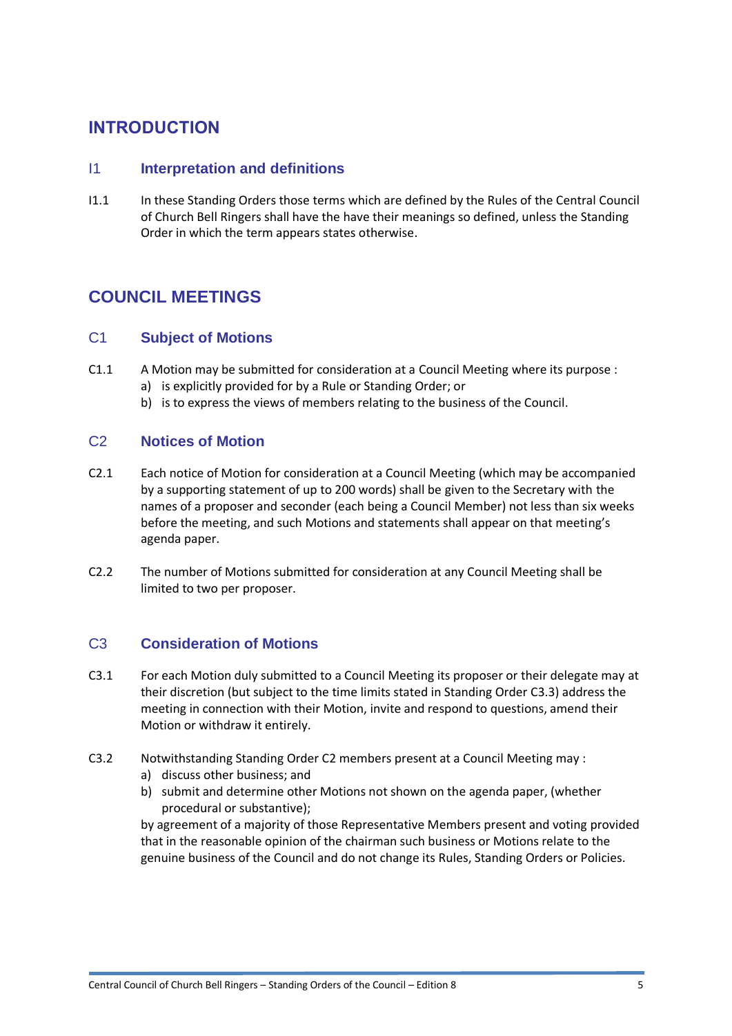# INTRODUCTION

## I1 Interpretation and definitions

I1.1 In these Standing Orders those terms which are defined by the Rules of the Central Council of Church Bell Ringers shall have the have their meanings so defined, unless the Standing Order in which the term appears states otherwise.

# COUNCIL MEETINGS

## C1 Subject of Motions

C1.1 A Motion may be submitted for consideration at a Council Meeting where its purpose :

a) is explicitly provided for by a Rule or Standing Order; or
b) is to express the views of members relating to the business of the Council.

## C2 Notices of Motion

C2.1 Each notice of Motion for consideration at a Council Meeting (which may be accompanied by a supporting statement of up to 200 words) shall be given to the Secretary with the names of a proposer and seconder (each being a Council Member) not less than six weeks before the meeting, and such Motions and statements shall appear on that meeting's agenda paper.

C2.2 The number of Motions submitted for consideration at any Council Meeting shall be limited to two per proposer.

## C3 Consideration of Motions

C3.1 For each Motion duly submitted to a Council Meeting its proposer or their delegate may at their discretion (but subject to the time limits stated in Standing Order C3.3) address the meeting in connection with their Motion, invite and respond to questions, amend their Motion or withdraw it entirely.

C3.2 Notwithstanding Standing Order C2 members present at a Council Meeting may :

a) discuss other business; and
b) submit and determine other Motions not shown on the agenda paper, (whether procedural or substantive);

by agreement of a majority of those Representative Members present and voting provided that in the reasonable opinion of the chairman such business or Motions relate to the genuine business of the Council and do not change its Rules, Standing Orders or Policies.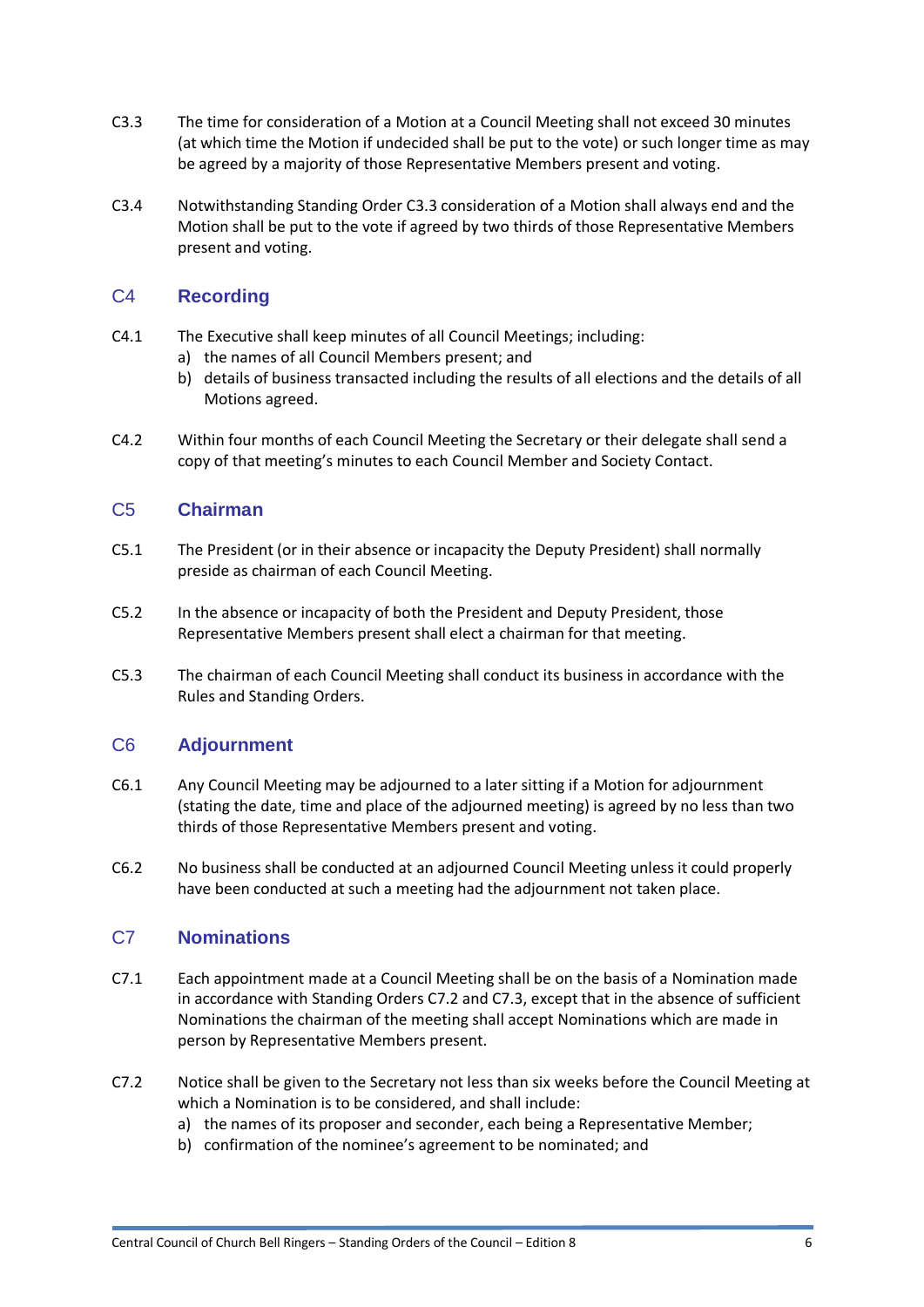C3.3 The time for consideration of a Motion at a Council Meeting shall not exceed 30 minutes (at which time the Motion if undecided shall be put to the vote) or such longer time as may be agreed by a majority of those Representative Members present and voting.

C3.4 Notwithstanding Standing Order C3.3 consideration of a Motion shall always end and the Motion shall be put to the vote if agreed by two thirds of those Representative Members present and voting.

## C4 Recording

C4.1 The Executive shall keep minutes of all Council Meetings; including:

a) the names of all Council Members present; and
b) details of business transacted including the results of all elections and the details of all Motions agreed.

C4.2 Within four months of each Council Meeting the Secretary or their delegate shall send a copy of that meeting's minutes to each Council Member and Society Contact.

## C5 Chairman

C5.1 The President (or in their absence or incapacity the Deputy President) shall normally preside as chairman of each Council Meeting.

C5.2 In the absence or incapacity of both the President and Deputy President, those Representative Members present shall elect a chairman for that meeting.

C5.3 The chairman of each Council Meeting shall conduct its business in accordance with the Rules and Standing Orders.

## C6 Adjournment

C6.1 Any Council Meeting may be adjourned to a later sitting if a Motion for adjournment (stating the date, time and place of the adjourned meeting) is agreed by no less than two thirds of those Representative Members present and voting.

C6.2 No business shall be conducted at an adjourned Council Meeting unless it could properly have been conducted at such a meeting had the adjournment not taken place.

## C7 Nominations

C7.1 Each appointment made at a Council Meeting shall be on the basis of a Nomination made in accordance with Standing Orders C7.2 and C7.3, except that in the absence of sufficient Nominations the chairman of the meeting shall accept Nominations which are made in person by Representative Members present.

C7.2 Notice shall be given to the Secretary not less than six weeks before the Council Meeting at which a Nomination is to be considered, and shall include:

a) the names of its proposer and seconder, each being a Representative Member;
b) confirmation of the nominee's agreement to be nominated; and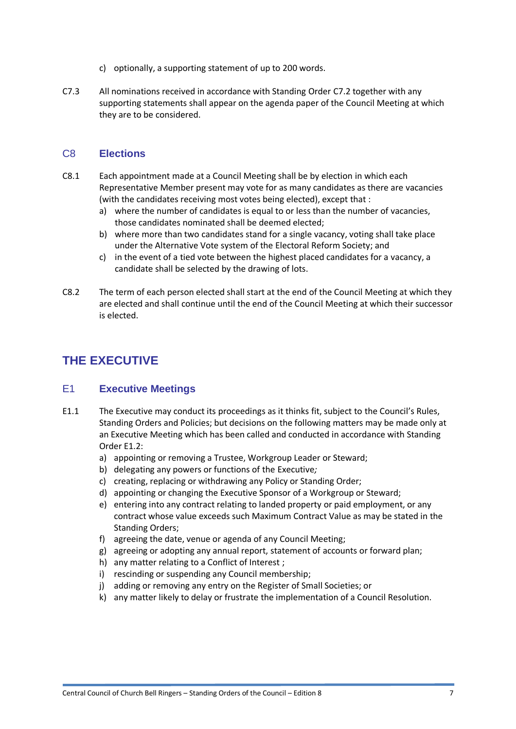c) optionally, a supporting statement of up to 200 words.

C7.3 All nominations received in accordance with Standing Order C7.2 together with any supporting statements shall appear on the agenda paper of the Council Meeting at which they are to be considered.

## C8 Elections

C8.1 Each appointment made at a Council Meeting shall be by election in which each Representative Member present may vote for as many candidates as there are vacancies (with the candidates receiving most votes being elected), except that :

a) where the number of candidates is equal to or less than the number of vacancies, those candidates nominated shall be deemed elected;
b) where more than two candidates stand for a single vacancy, voting shall take place under the Alternative Vote system of the Electoral Reform Society; and
c) in the event of a tied vote between the highest placed candidates for a vacancy, a candidate shall be selected by the drawing of lots.

C8.2 The term of each person elected shall start at the end of the Council Meeting at which they are elected and shall continue until the end of the Council Meeting at which their successor is elected.

# THE EXECUTIVE

## E1 Executive Meetings

E1.1 The Executive may conduct its proceedings as it thinks fit, subject to the Council's Rules, Standing Orders and Policies; but decisions on the following matters may be made only at an Executive Meeting which has been called and conducted in accordance with Standing Order E1.2:

a) appointing or removing a Trustee, Workgroup Leader or Steward;
b) delegating any powers or functions of the Executive*;*
c) creating, replacing or withdrawing any Policy or Standing Order;
d) appointing or changing the Executive Sponsor of a Workgroup or Steward;
e) entering into any contract relating to landed property or paid employment, or any contract whose value exceeds such Maximum Contract Value as may be stated in the Standing Orders;
f) agreeing the date, venue or agenda of any Council Meeting;
g) agreeing or adopting any annual report, statement of accounts or forward plan;
h) any matter relating to a Conflict of Interest ;
i) rescinding or suspending any Council membership;
j) adding or removing any entry on the Register of Small Societies; or
k) any matter likely to delay or frustrate the implementation of a Council Resolution.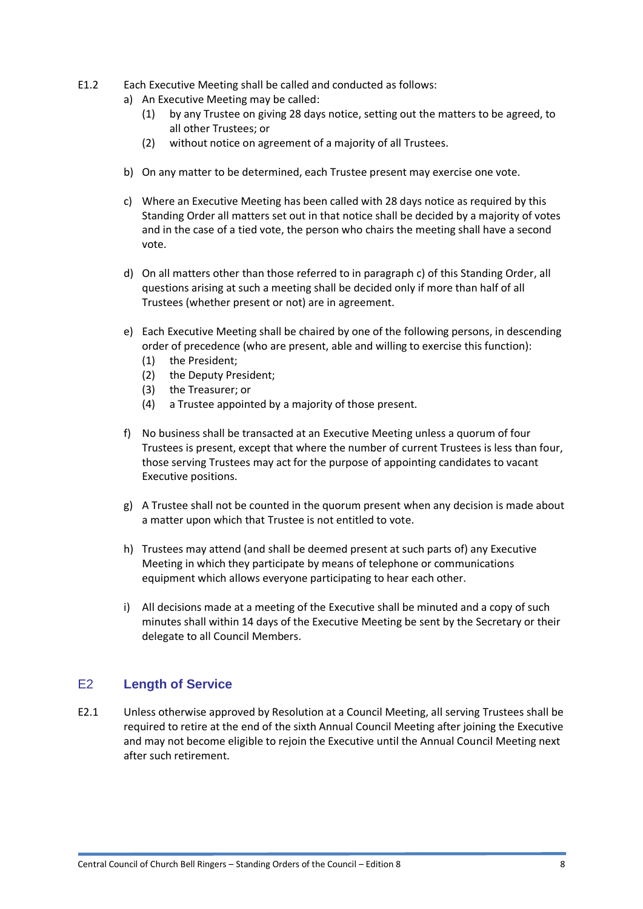E1.2 Each Executive Meeting shall be called and conducted as follows:

a) An Executive Meeting may be called:
   (1) by any Trustee on giving 28 days notice, setting out the matters to be agreed, to all other Trustees; or
   (2) without notice on agreement of a majority of all Trustees.

b) On any matter to be determined, each Trustee present may exercise one vote.

c) Where an Executive Meeting has been called with 28 days notice as required by this Standing Order all matters set out in that notice shall be decided by a majority of votes and in the case of a tied vote, the person who chairs the meeting shall have a second vote.

d) On all matters other than those referred to in paragraph c) of this Standing Order, all questions arising at such a meeting shall be decided only if more than half of all Trustees (whether present or not) are in agreement.

e) Each Executive Meeting shall be chaired by one of the following persons, in descending order of precedence (who are present, able and willing to exercise this function):
   (1) the President;
   (2) the Deputy President;
   (3) the Treasurer; or
   (4) a Trustee appointed by a majority of those present.

f) No business shall be transacted at an Executive Meeting unless a quorum of four Trustees is present, except that where the number of current Trustees is less than four, those serving Trustees may act for the purpose of appointing candidates to vacant Executive positions.

g) A Trustee shall not be counted in the quorum present when any decision is made about a matter upon which that Trustee is not entitled to vote.

h) Trustees may attend (and shall be deemed present at such parts of) any Executive Meeting in which they participate by means of telephone or communications equipment which allows everyone participating to hear each other.

i) All decisions made at a meeting of the Executive shall be minuted and a copy of such minutes shall within 14 days of the Executive Meeting be sent by the Secretary or their delegate to all Council Members.

## E2 Length of Service

E2.1 Unless otherwise approved by Resolution at a Council Meeting, all serving Trustees shall be required to retire at the end of the sixth Annual Council Meeting after joining the Executive and may not become eligible to rejoin the Executive until the Annual Council Meeting next after such retirement.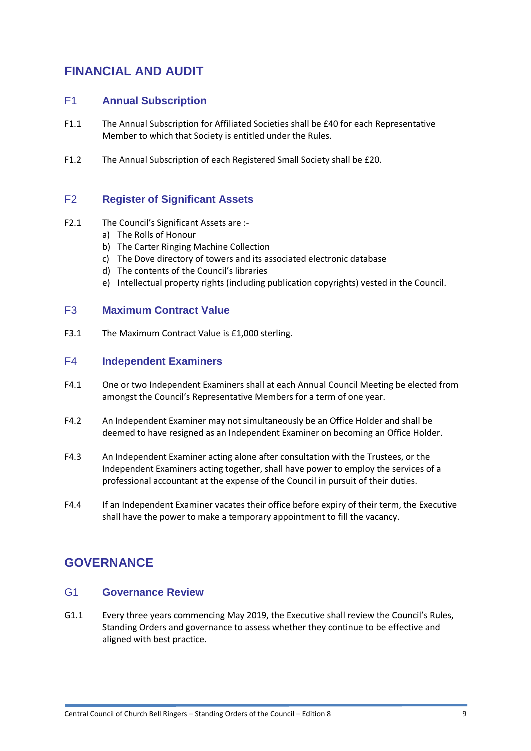## FINANCIAL AND AUDIT

### F1 Annual Subscription

F1.1 The Annual Subscription for Affiliated Societies shall be £40 for each Representative Member to which that Society is entitled under the Rules.

F1.2 The Annual Subscription of each Registered Small Society shall be £20.

### F2 Register of Significant Assets

F2.1 The Council's Significant Assets are :-

a) The Rolls of Honour
b) The Carter Ringing Machine Collection
c) The Dove directory of towers and its associated electronic database
d) The contents of the Council's libraries
e) Intellectual property rights (including publication copyrights) vested in the Council.

### F3 Maximum Contract Value

F3.1 The Maximum Contract Value is £1,000 sterling.

### F4 Independent Examiners

F4.1 One or two Independent Examiners shall at each Annual Council Meeting be elected from amongst the Council's Representative Members for a term of one year.

F4.2 An Independent Examiner may not simultaneously be an Office Holder and shall be deemed to have resigned as an Independent Examiner on becoming an Office Holder.

F4.3 An Independent Examiner acting alone after consultation with the Trustees, or the Independent Examiners acting together, shall have power to employ the services of a professional accountant at the expense of the Council in pursuit of their duties.

F4.4 If an Independent Examiner vacates their office before expiry of their term, the Executive shall have the power to make a temporary appointment to fill the vacancy.

## GOVERNANCE

### G1 Governance Review

G1.1 Every three years commencing May 2019, the Executive shall review the Council's Rules, Standing Orders and governance to assess whether they continue to be effective and aligned with best practice.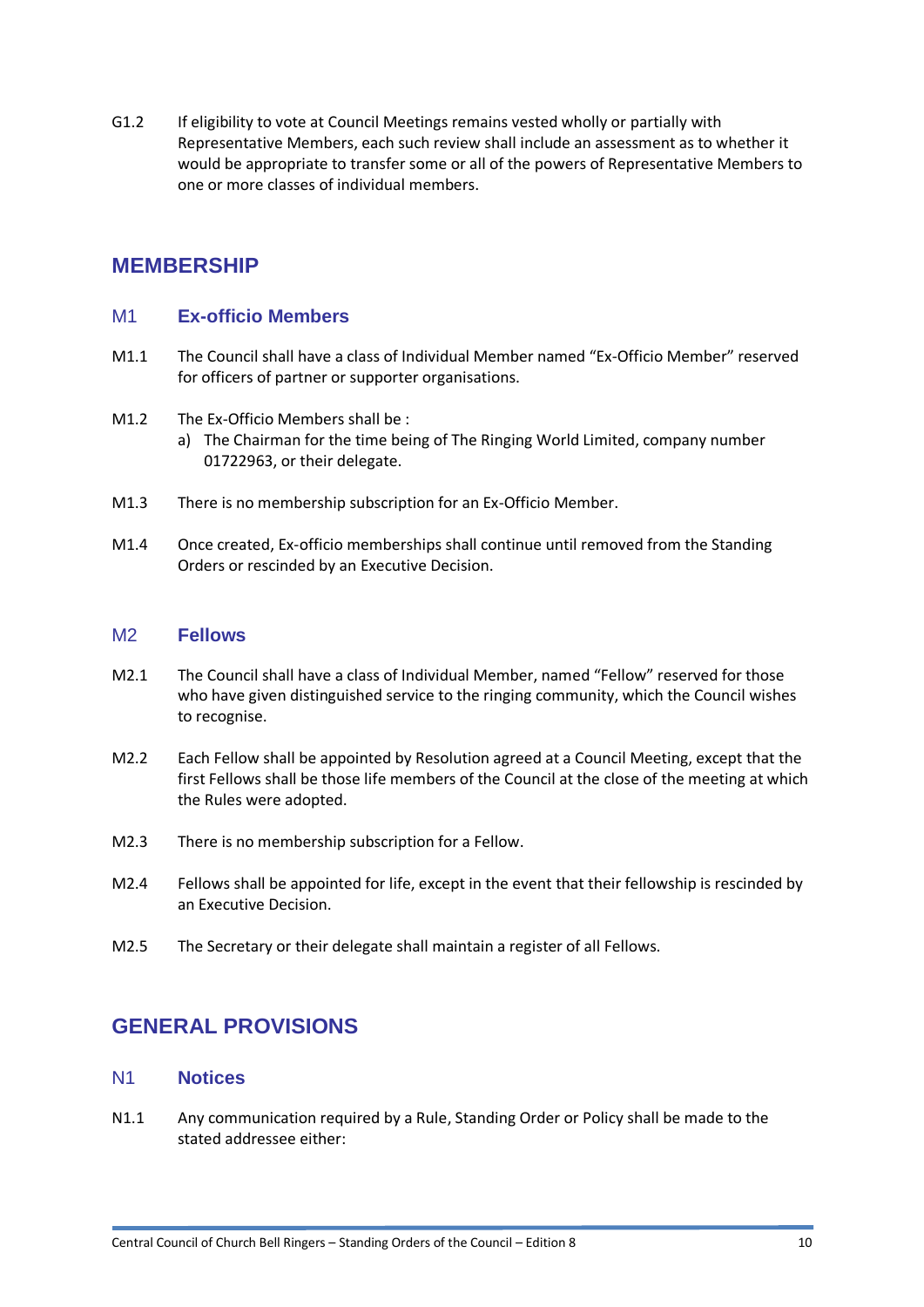G1.2 If eligibility to vote at Council Meetings remains vested wholly or partially with Representative Members, each such review shall include an assessment as to whether it would be appropriate to transfer some or all of the powers of Representative Members to one or more classes of individual members.

## MEMBERSHIP

### M1 Ex-officio Members

M1.1 The Council shall have a class of Individual Member named "Ex-Officio Member" reserved for officers of partner or supporter organisations.

M1.2 The Ex-Officio Members shall be :

a) The Chairman for the time being of The Ringing World Limited, company number 01722963, or their delegate.

M1.3 There is no membership subscription for an Ex-Officio Member.

M1.4 Once created, Ex-officio memberships shall continue until removed from the Standing Orders or rescinded by an Executive Decision.

### M2 Fellows

M2.1 The Council shall have a class of Individual Member, named "Fellow" reserved for those who have given distinguished service to the ringing community, which the Council wishes to recognise.

M2.2 Each Fellow shall be appointed by Resolution agreed at a Council Meeting, except that the first Fellows shall be those life members of the Council at the close of the meeting at which the Rules were adopted.

M2.3 There is no membership subscription for a Fellow.

M2.4 Fellows shall be appointed for life, except in the event that their fellowship is rescinded by an Executive Decision.

M2.5 The Secretary or their delegate shall maintain a register of all Fellows.

## GENERAL PROVISIONS

### N1 Notices

N1.1 Any communication required by a Rule, Standing Order or Policy shall be made to the stated addressee either: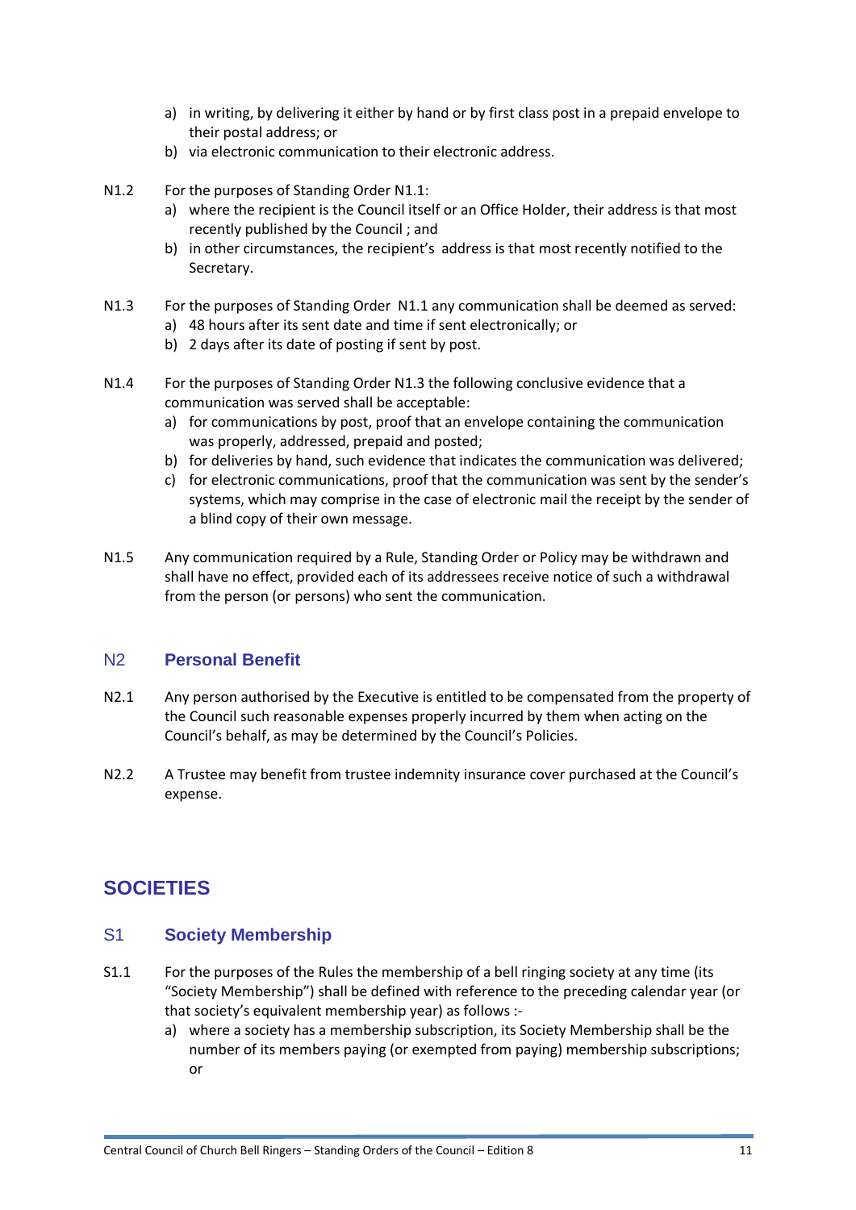a) in writing, by delivering it either by hand or by first class post in a prepaid envelope to their postal address; or
b) via electronic communication to their electronic address.

N1.2 For the purposes of Standing Order N1.1:
a) where the recipient is the Council itself or an Office Holder, their address is that most recently published by the Council ; and
b) in other circumstances, the recipient's address is that most recently notified to the Secretary.

N1.3 For the purposes of Standing Order N1.1 any communication shall be deemed as served:
a) 48 hours after its sent date and time if sent electronically; or
b) 2 days after its date of posting if sent by post.

N1.4 For the purposes of Standing Order N1.3 the following conclusive evidence that a communication was served shall be acceptable:
a) for communications by post, proof that an envelope containing the communication was properly, addressed, prepaid and posted;
b) for deliveries by hand, such evidence that indicates the communication was delivered;
c) for electronic communications, proof that the communication was sent by the sender's systems, which may comprise in the case of electronic mail the receipt by the sender of a blind copy of their own message.

N1.5 Any communication required by a Rule, Standing Order or Policy may be withdrawn and shall have no effect, provided each of its addressees receive notice of such a withdrawal from the person (or persons) who sent the communication.

## N2 Personal Benefit

N2.1 Any person authorised by the Executive is entitled to be compensated from the property of the Council such reasonable expenses properly incurred by them when acting on the Council's behalf, as may be determined by the Council's Policies.

N2.2 A Trustee may benefit from trustee indemnity insurance cover purchased at the Council's expense.

# SOCIETIES

## S1 Society Membership

S1.1 For the purposes of the Rules the membership of a bell ringing society at any time (its "Society Membership") shall be defined with reference to the preceding calendar year (or that society's equivalent membership year) as follows :-
a) where a society has a membership subscription, its Society Membership shall be the number of its members paying (or exempted from paying) membership subscriptions; or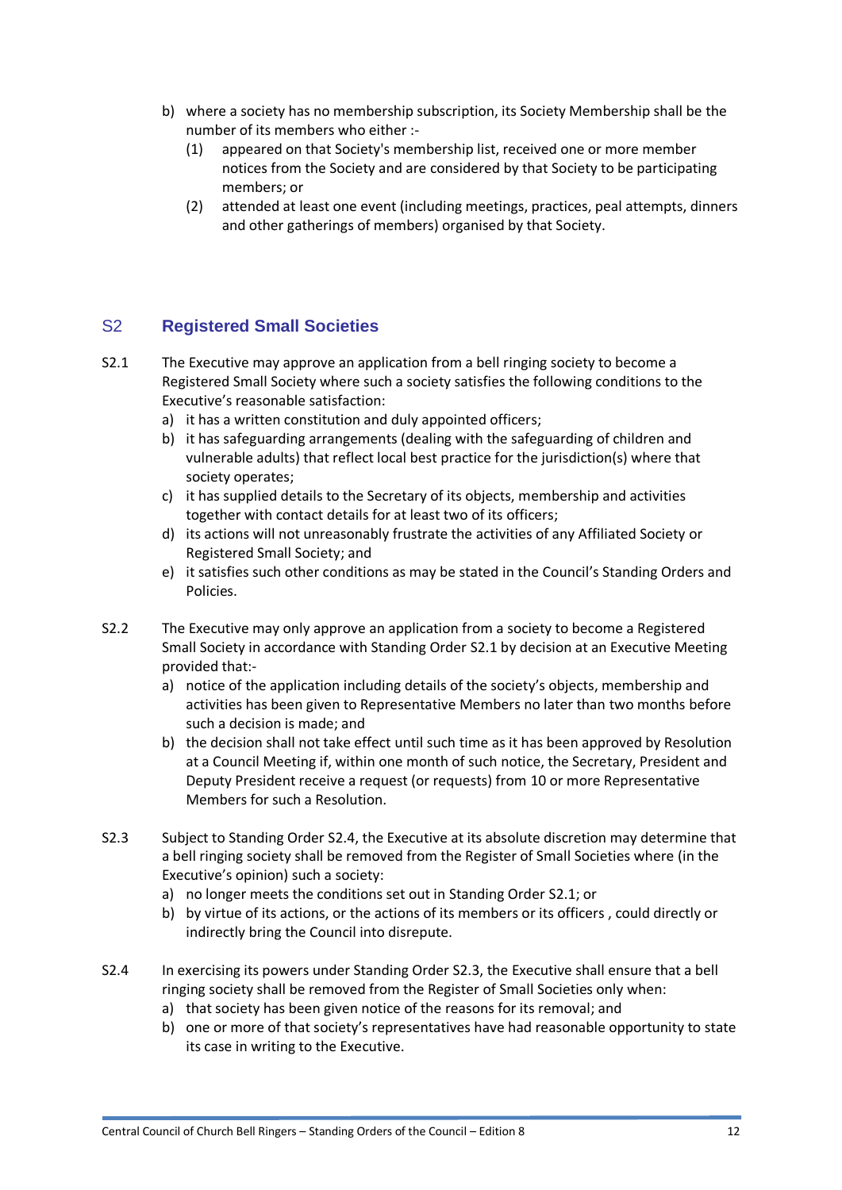b) where a society has no membership subscription, its Society Membership shall be the number of its members who either :-
   (1) appeared on that Society's membership list, received one or more member notices from the Society and are considered by that Society to be participating members; or
   (2) attended at least one event (including meetings, practices, peal attempts, dinners and other gatherings of members) organised by that Society.

## S2 Registered Small Societies

S2.1 The Executive may approve an application from a bell ringing society to become a Registered Small Society where such a society satisfies the following conditions to the Executive's reasonable satisfaction:

a) it has a written constitution and duly appointed officers;
b) it has safeguarding arrangements (dealing with the safeguarding of children and vulnerable adults) that reflect local best practice for the jurisdiction(s) where that society operates;
c) it has supplied details to the Secretary of its objects, membership and activities together with contact details for at least two of its officers;
d) its actions will not unreasonably frustrate the activities of any Affiliated Society or Registered Small Society; and
e) it satisfies such other conditions as may be stated in the Council's Standing Orders and Policies.

S2.2 The Executive may only approve an application from a society to become a Registered Small Society in accordance with Standing Order S2.1 by decision at an Executive Meeting provided that:-

a) notice of the application including details of the society's objects, membership and activities has been given to Representative Members no later than two months before such a decision is made; and
b) the decision shall not take effect until such time as it has been approved by Resolution at a Council Meeting if, within one month of such notice, the Secretary, President and Deputy President receive a request (or requests) from 10 or more Representative Members for such a Resolution.

S2.3 Subject to Standing Order S2.4, the Executive at its absolute discretion may determine that a bell ringing society shall be removed from the Register of Small Societies where (in the Executive's opinion) such a society:

a) no longer meets the conditions set out in Standing Order S2.1; or
b) by virtue of its actions, or the actions of its members or its officers , could directly or indirectly bring the Council into disrepute.

S2.4 In exercising its powers under Standing Order S2.3, the Executive shall ensure that a bell ringing society shall be removed from the Register of Small Societies only when:

a) that society has been given notice of the reasons for its removal; and
b) one or more of that society's representatives have had reasonable opportunity to state its case in writing to the Executive.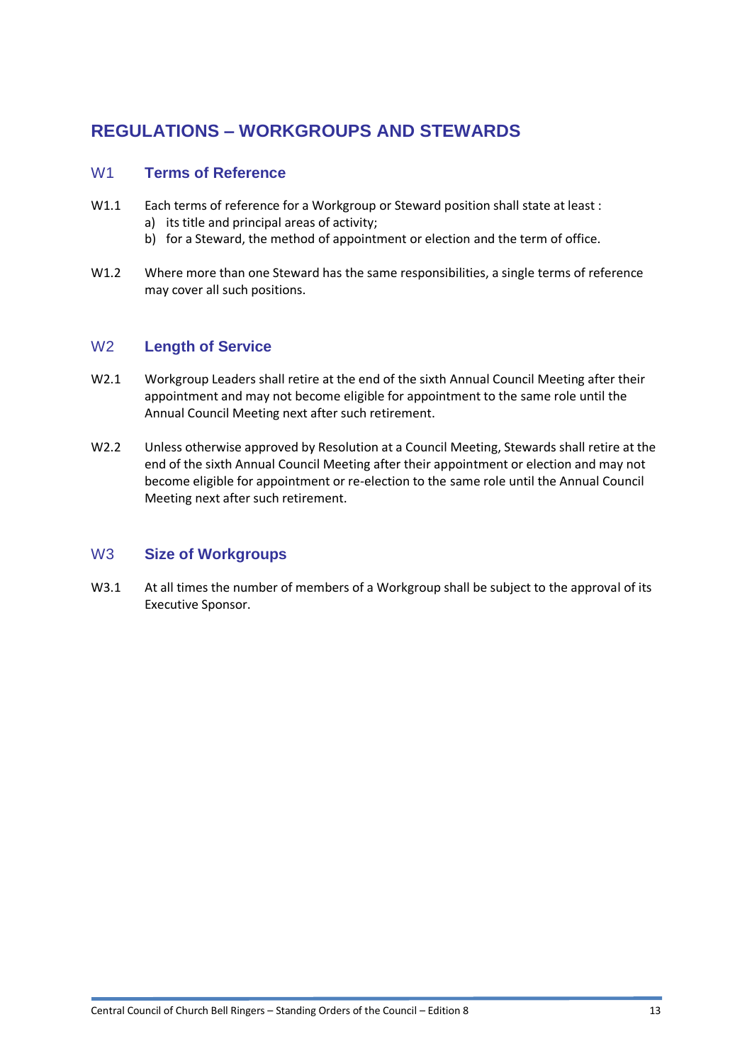# REGULATIONS – WORKGROUPS AND STEWARDS

## W1 Terms of Reference

W1.1 Each terms of reference for a Workgroup or Steward position shall state at least :

a) its title and principal areas of activity;
b) for a Steward, the method of appointment or election and the term of office.

W1.2 Where more than one Steward has the same responsibilities, a single terms of reference may cover all such positions.

## W2 Length of Service

W2.1 Workgroup Leaders shall retire at the end of the sixth Annual Council Meeting after their appointment and may not become eligible for appointment to the same role until the Annual Council Meeting next after such retirement.

W2.2 Unless otherwise approved by Resolution at a Council Meeting, Stewards shall retire at the end of the sixth Annual Council Meeting after their appointment or election and may not become eligible for appointment or re-election to the same role until the Annual Council Meeting next after such retirement.

## W3 Size of Workgroups

W3.1 At all times the number of members of a Workgroup shall be subject to the approval of its Executive Sponsor.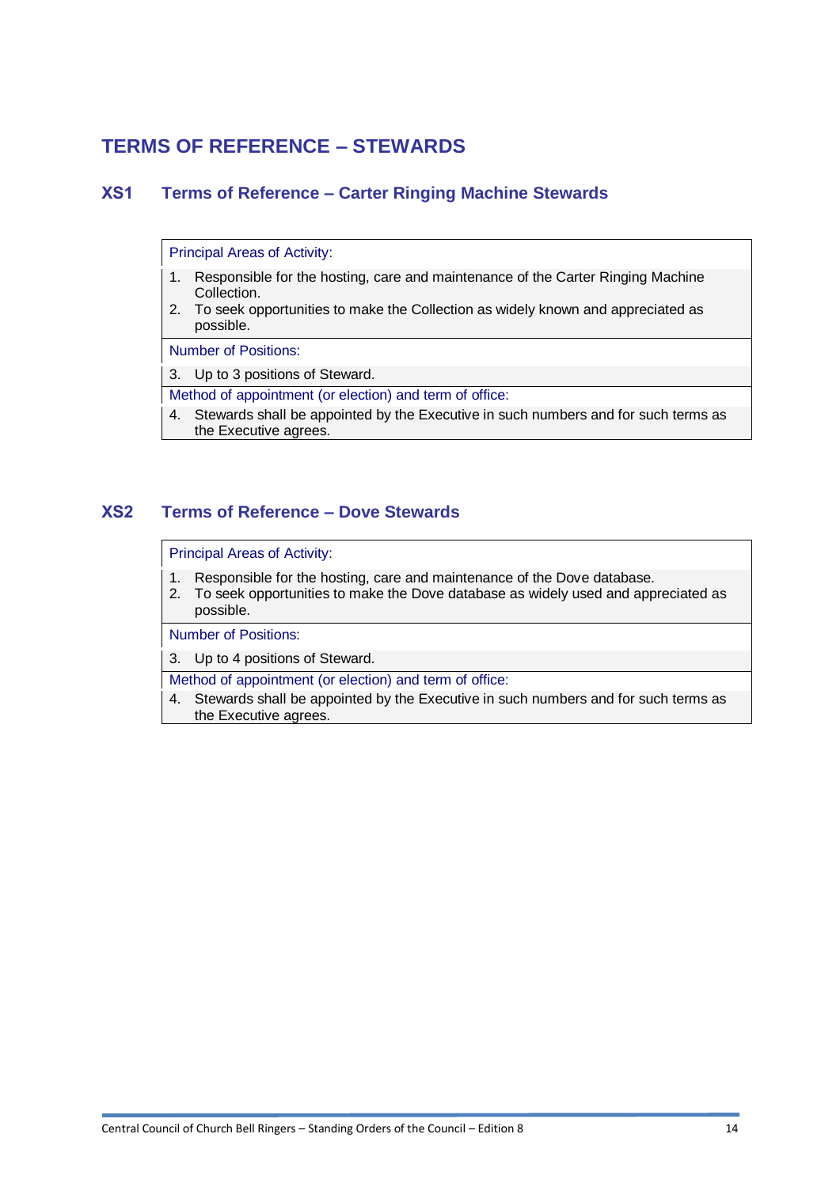# TERMS OF REFERENCE – STEWARDS

## XS1 Terms of Reference – Carter Ringing Machine Stewards

Principal Areas of Activity:

1. Responsible for the hosting, care and maintenance of the Carter Ringing Machine Collection.
2. To seek opportunities to make the Collection as widely known and appreciated as possible.

Number of Positions:

3. Up to 3 positions of Steward.

Method of appointment (or election) and term of office:

4. Stewards shall be appointed by the Executive in such numbers and for such terms as the Executive agrees.

## XS2 Terms of Reference – Dove Stewards

Principal Areas of Activity:

1. Responsible for the hosting, care and maintenance of the Dove database.
2. To seek opportunities to make the Dove database as widely used and appreciated as possible.

Number of Positions:

3. Up to 4 positions of Steward.

Method of appointment (or election) and term of office:

4. Stewards shall be appointed by the Executive in such numbers and for such terms as the Executive agrees.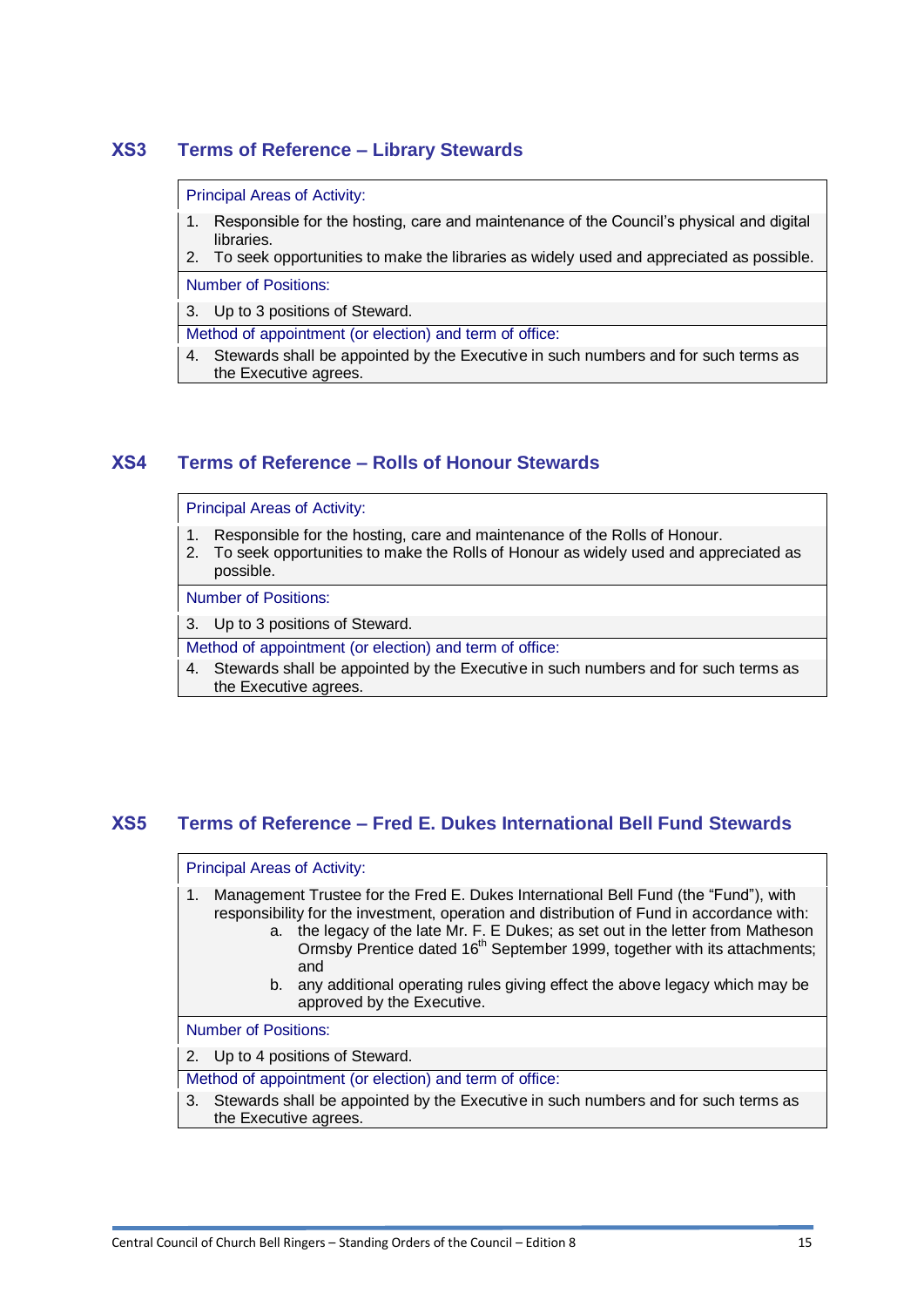## XS3 Terms of Reference – Library Stewards

Principal Areas of Activity:

1. Responsible for the hosting, care and maintenance of the Council's physical and digital libraries.
2. To seek opportunities to make the libraries as widely used and appreciated as possible.

Number of Positions:

3. Up to 3 positions of Steward.

Method of appointment (or election) and term of office:

4. Stewards shall be appointed by the Executive in such numbers and for such terms as the Executive agrees.

## XS4 Terms of Reference – Rolls of Honour Stewards

Principal Areas of Activity:

1. Responsible for the hosting, care and maintenance of the Rolls of Honour.
2. To seek opportunities to make the Rolls of Honour as widely used and appreciated as possible.

Number of Positions:

3. Up to 3 positions of Steward.

Method of appointment (or election) and term of office:

4. Stewards shall be appointed by the Executive in such numbers and for such terms as the Executive agrees.

## XS5 Terms of Reference – Fred E. Dukes International Bell Fund Stewards

Principal Areas of Activity:

1. Management Trustee for the Fred E. Dukes International Bell Fund (the "Fund"), with responsibility for the investment, operation and distribution of Fund in accordance with:
    a. the legacy of the late Mr. F. E Dukes; as set out in the letter from Matheson Ormsby Prentice dated 16th September 1999, together with its attachments; and
    b. any additional operating rules giving effect the above legacy which may be approved by the Executive.

Number of Positions:

2. Up to 4 positions of Steward.

Method of appointment (or election) and term of office:

3. Stewards shall be appointed by the Executive in such numbers and for such terms as the Executive agrees.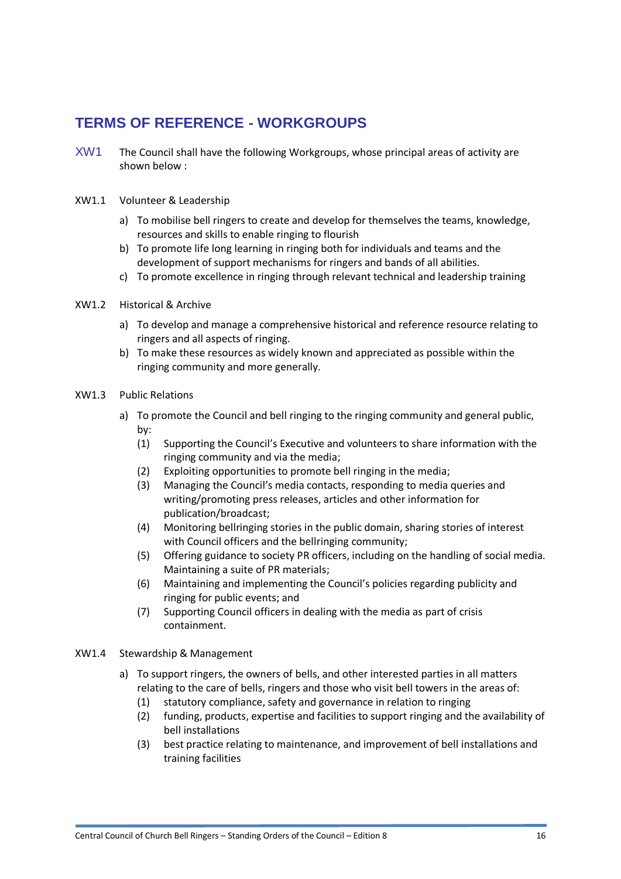## TERMS OF REFERENCE - WORKGROUPS

XW1 The Council shall have the following Workgroups, whose principal areas of activity are shown below :

XW1.1 Volunteer & Leadership

a) To mobilise bell ringers to create and develop for themselves the teams, knowledge, resources and skills to enable ringing to flourish
b) To promote life long learning in ringing both for individuals and teams and the development of support mechanisms for ringers and bands of all abilities.
c) To promote excellence in ringing through relevant technical and leadership training

XW1.2 Historical & Archive

a) To develop and manage a comprehensive historical and reference resource relating to ringers and all aspects of ringing.
b) To make these resources as widely known and appreciated as possible within the ringing community and more generally.

XW1.3 Public Relations

a) To promote the Council and bell ringing to the ringing community and general public, by:
   (1) Supporting the Council's Executive and volunteers to share information with the ringing community and via the media;
   (2) Exploiting opportunities to promote bell ringing in the media;
   (3) Managing the Council's media contacts, responding to media queries and writing/promoting press releases, articles and other information for publication/broadcast;
   (4) Monitoring bellringing stories in the public domain, sharing stories of interest with Council officers and the bellringing community;
   (5) Offering guidance to society PR officers, including on the handling of social media. Maintaining a suite of PR materials;
   (6) Maintaining and implementing the Council's policies regarding publicity and ringing for public events; and
   (7) Supporting Council officers in dealing with the media as part of crisis containment.

XW1.4 Stewardship & Management

a) To support ringers, the owners of bells, and other interested parties in all matters relating to the care of bells, ringers and those who visit bell towers in the areas of:
   (1) statutory compliance, safety and governance in relation to ringing
   (2) funding, products, expertise and facilities to support ringing and the availability of bell installations
   (3) best practice relating to maintenance, and improvement of bell installations and training facilities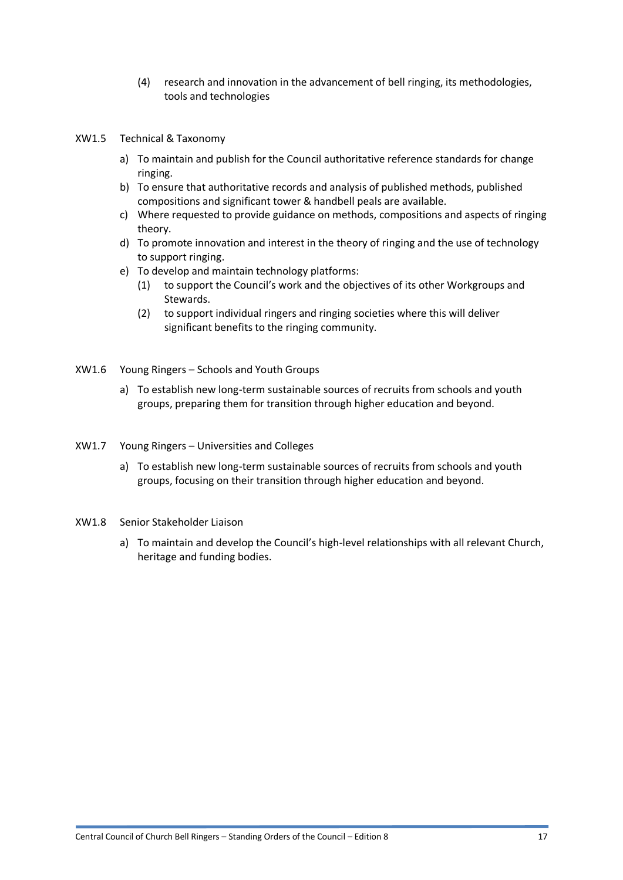(4) research and innovation in the advancement of bell ringing, its methodologies, tools and technologies

XW1.5 Technical & Taxonomy

a) To maintain and publish for the Council authoritative reference standards for change ringing.
b) To ensure that authoritative records and analysis of published methods, published compositions and significant tower & handbell peals are available.
c) Where requested to provide guidance on methods, compositions and aspects of ringing theory.
d) To promote innovation and interest in the theory of ringing and the use of technology to support ringing.
e) To develop and maintain technology platforms:
    (1) to support the Council's work and the objectives of its other Workgroups and Stewards.
    (2) to support individual ringers and ringing societies where this will deliver significant benefits to the ringing community.

XW1.6 Young Ringers – Schools and Youth Groups

a) To establish new long-term sustainable sources of recruits from schools and youth groups, preparing them for transition through higher education and beyond.

XW1.7 Young Ringers – Universities and Colleges

a) To establish new long-term sustainable sources of recruits from schools and youth groups, focusing on their transition through higher education and beyond.

XW1.8 Senior Stakeholder Liaison

a) To maintain and develop the Council's high-level relationships with all relevant Church, heritage and funding bodies.